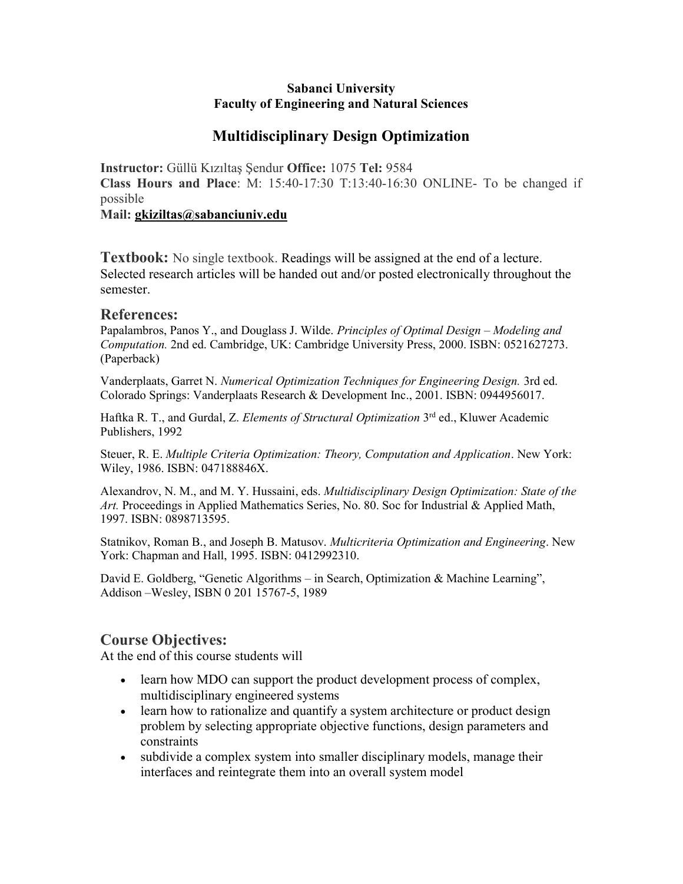**Sabanci University**
**Faculty of Engineering and Natural Sciences**

# Multidisciplinary Design Optimization

**Instructor:** Güllü Kızıltaş Şendur **Office:** 1075 **Tel:** 9584
**Class Hours and Place**: M: 15:40-17:30 T:13:40-16:30 ONLINE- To be changed if possible
**Mail: gkiziltas@sabanciuniv.edu**

## Textbook:

No single textbook. Readings will be assigned at the end of a lecture. Selected research articles will be handed out and/or posted electronically throughout the semester.

## References:

Papalambros, Panos Y., and Douglass J. Wilde. *Principles of Optimal Design – Modeling and Computation.* 2nd ed. Cambridge, UK: Cambridge University Press, 2000. ISBN: 0521627273. (Paperback)

Vanderplaats, Garret N. *Numerical Optimization Techniques for Engineering Design.* 3rd ed. Colorado Springs: Vanderplaats Research & Development Inc., 2001. ISBN: 0944956017.

Haftka R. T., and Gurdal, Z. *Elements of Structural Optimization* 3rd ed., Kluwer Academic Publishers, 1992

Steuer, R. E. *Multiple Criteria Optimization: Theory, Computation and Application*. New York: Wiley, 1986. ISBN: 047188846X.

Alexandrov, N. M., and M. Y. Hussaini, eds. *Multidisciplinary Design Optimization: State of the Art.* Proceedings in Applied Mathematics Series, No. 80. Soc for Industrial & Applied Math, 1997. ISBN: 0898713595.

Statnikov, Roman B., and Joseph B. Matusov. *Multicriteria Optimization and Engineering*. New York: Chapman and Hall, 1995. ISBN: 0412992310.

David E. Goldberg, "Genetic Algorithms – in Search, Optimization & Machine Learning", Addison –Wesley, ISBN 0 201 15767-5, 1989

## Course Objectives:

At the end of this course students will

- learn how MDO can support the product development process of complex, multidisciplinary engineered systems
- learn how to rationalize and quantify a system architecture or product design problem by selecting appropriate objective functions, design parameters and constraints
- subdivide a complex system into smaller disciplinary models, manage their interfaces and reintegrate them into an overall system model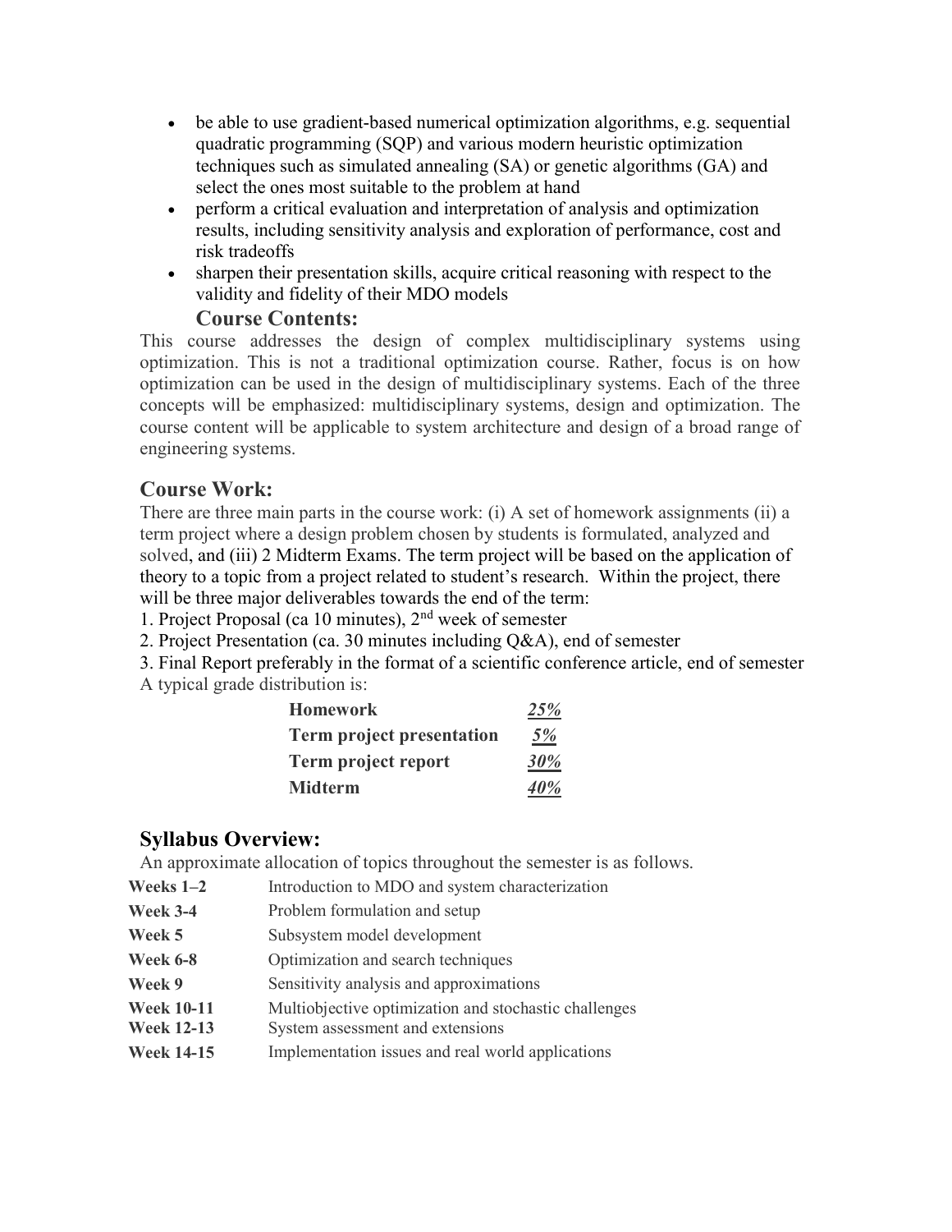- be able to use gradient-based numerical optimization algorithms, e.g. sequential quadratic programming (SQP) and various modern heuristic optimization techniques such as simulated annealing (SA) or genetic algorithms (GA) and select the ones most suitable to the problem at hand
- perform a critical evaluation and interpretation of analysis and optimization results, including sensitivity analysis and exploration of performance, cost and risk tradeoffs
- sharpen their presentation skills, acquire critical reasoning with respect to the validity and fidelity of their MDO models

## Course Contents:

This course addresses the design of complex multidisciplinary systems using optimization. This is not a traditional optimization course. Rather, focus is on how optimization can be used in the design of multidisciplinary systems. Each of the three concepts will be emphasized: multidisciplinary systems, design and optimization. The course content will be applicable to system architecture and design of a broad range of engineering systems.

## Course Work:

There are three main parts in the course work: (i) A set of homework assignments (ii) a term project where a design problem chosen by students is formulated, analyzed and solved, and (iii) 2 Midterm Exams. The term project will be based on the application of theory to a topic from a project related to student's research. Within the project, there will be three major deliverables towards the end of the term:

1. Project Proposal (ca 10 minutes), 2nd week of semester
2. Project Presentation (ca. 30 minutes including Q&A), end of semester
3. Final Report preferably in the format of a scientific conference article, end of semester

A typical grade distribution is:

| | |
|---|---|
| **Homework** | ***25%*** |
| **Term project presentation** | ***5%*** |
| **Term project report** | ***30%*** |
| **Midterm** | ***40%*** |

## Syllabus Overview:

An approximate allocation of topics throughout the semester is as follows.

| | |
|---|---|
| **Weeks 1–2** | Introduction to MDO and system characterization |
| **Week 3-4** | Problem formulation and setup |
| **Week 5** | Subsystem model development |
| **Week 6-8** | Optimization and search techniques |
| **Week 9** | Sensitivity analysis and approximations |
| **Week 10-11** | Multiobjective optimization and stochastic challenges |
| **Week 12-13** | System assessment and extensions |
| **Week 14-15** | Implementation issues and real world applications |